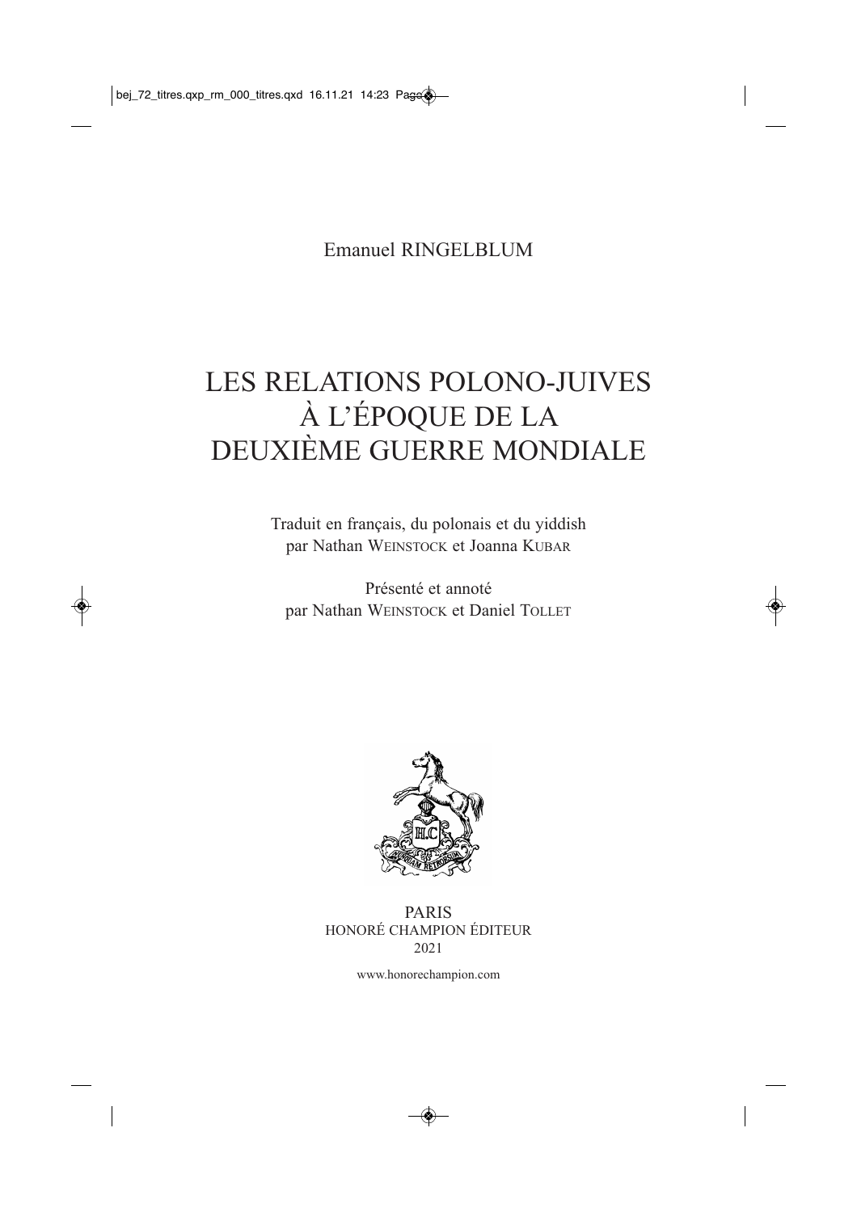Emanuel RINGELBLUM

# LES RELATIONS POLONO-JUIVES À L'ÉPOQUE DE LA DEUXIÈME GUERRE MONDIALE

Traduit en français, du polonais et du yiddish
par Nathan WEINSTOCK et Joanna KUBAR

Présenté et annoté
par Nathan WEINSTOCK et Daniel TOLLET

PARIS
HONORÉ CHAMPION ÉDITEUR
2021

www.honorechampion.com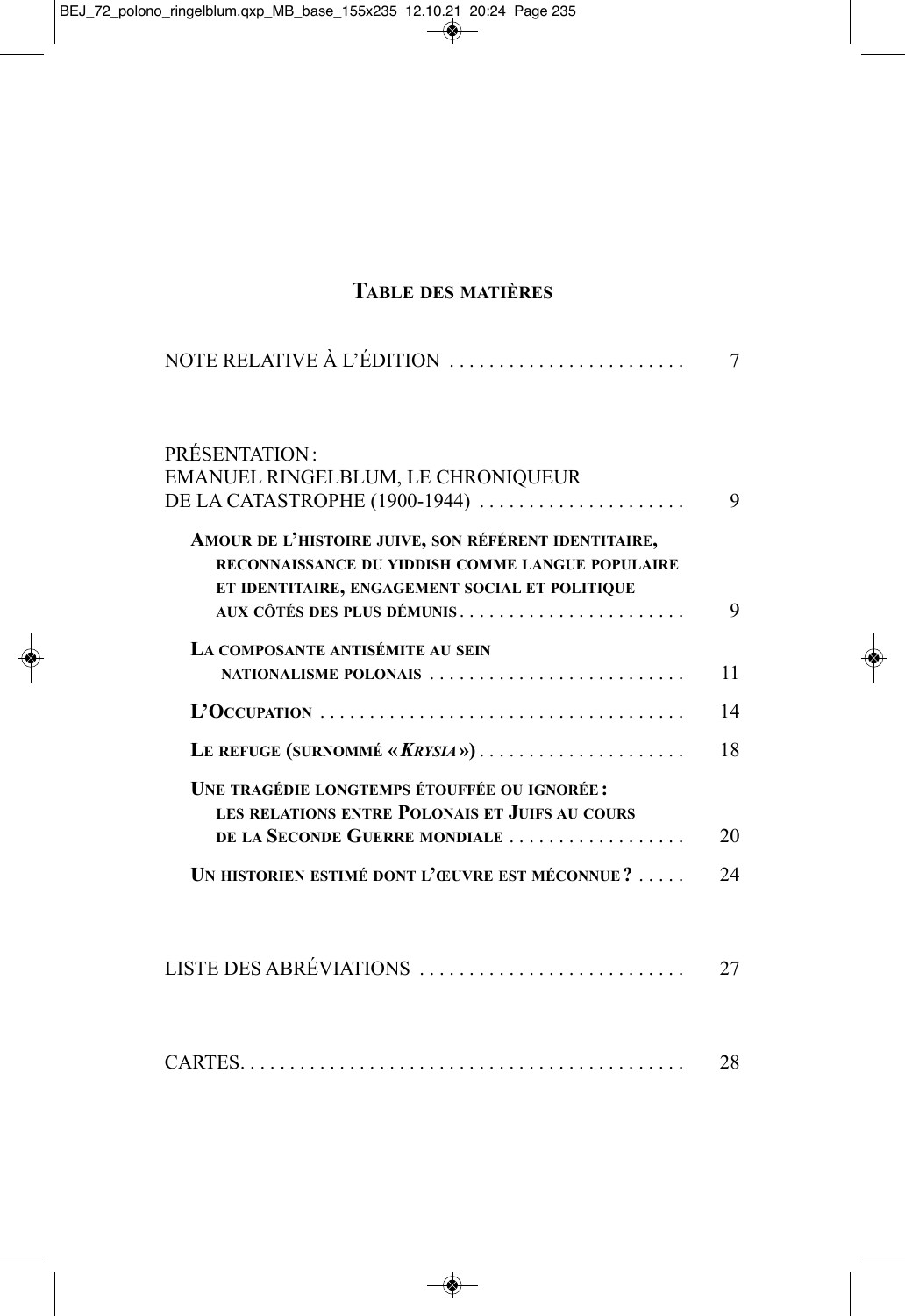# Table des matières

NOTE RELATIVE À L'ÉDITION ........................ 7

PRÉSENTATION :
EMANUEL RINGELBLUM, LE CHRONIQUEUR
DE LA CATASTROPHE (1900-1944) ..................... 9

**Amour de l'histoire juive, son référent identitaire, reconnaissance du yiddish comme langue populaire et identitaire, engagement social et politique aux côtés des plus démunis** ....................... 9

**La composante antisémite au sein nationalisme polonais** .......................... 11

**L'Occupation** .................................... 14

**Le refuge (surnommé «*Krysia*»)** ..................... 18

**Une tragédie longtemps étouffée ou ignorée : les relations entre Polonais et Juifs au cours de la Seconde Guerre mondiale** .................. 20

**Un historien estimé dont l'œuvre est méconnue ?** ..... 24

LISTE DES ABRÉVIATIONS ........................... 27

CARTES............................................ 28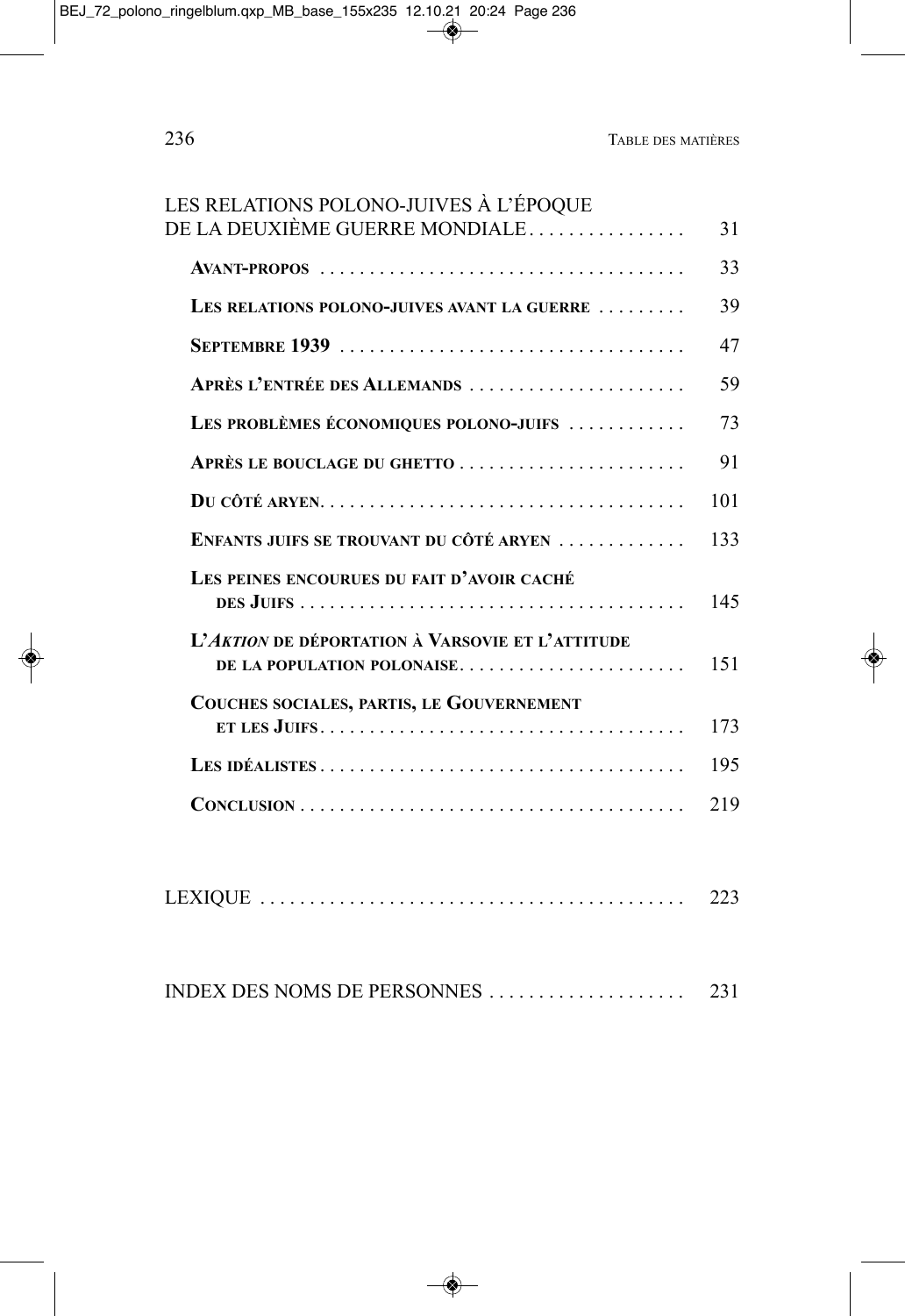LES RELATIONS POLONO-JUIVES À L'ÉPOQUE DE LA DEUXIÈME GUERRE MONDIALE . . . . . . . . . . . . . . . . 31

**AVANT-PROPOS** . . . . . . . . . . . . . . . . . . . . . . . . . . . . . . . . . . . . 33

**LES RELATIONS POLONO-JUIVES AVANT LA GUERRE** . . . . . . . . . 39

**SEPTEMBRE 1939** . . . . . . . . . . . . . . . . . . . . . . . . . . . . . . . . . . 47

**APRÈS L'ENTRÉE DES ALLEMANDS** . . . . . . . . . . . . . . . . . . . . . 59

**LES PROBLÈMES ÉCONOMIQUES POLONO-JUIFS** . . . . . . . . . . . . 73

**APRÈS LE BOUCLAGE DU GHETTO** . . . . . . . . . . . . . . . . . . . . . . 91

**DU CÔTÉ ARYEN** . . . . . . . . . . . . . . . . . . . . . . . . . . . . . . . . . . . 101

**ENFANTS JUIFS SE TROUVANT DU CÔTÉ ARYEN** . . . . . . . . . . . . . 133

**LES PEINES ENCOURUES DU FAIT D'AVOIR CACHÉ DES JUIFS** . . . . . . . . . . . . . . . . . . . . . . . . . . . . . . . . . . . . . . 145

**L'*AKTION* DE DÉPORTATION À VARSOVIE ET L'ATTITUDE DE LA POPULATION POLONAISE** . . . . . . . . . . . . . . . . . . . . . . 151

**COUCHES SOCIALES, PARTIS, LE GOUVERNEMENT ET LES JUIFS** . . . . . . . . . . . . . . . . . . . . . . . . . . . . . . . . . . . . 173

**LES IDÉALISTES** . . . . . . . . . . . . . . . . . . . . . . . . . . . . . . . . . . . . 195

**CONCLUSION** . . . . . . . . . . . . . . . . . . . . . . . . . . . . . . . . . . . . . . 219

LEXIQUE . . . . . . . . . . . . . . . . . . . . . . . . . . . . . . . . . . . . . . . . . . 223

INDEX DES NOMS DE PERSONNES . . . . . . . . . . . . . . . . . . . 231